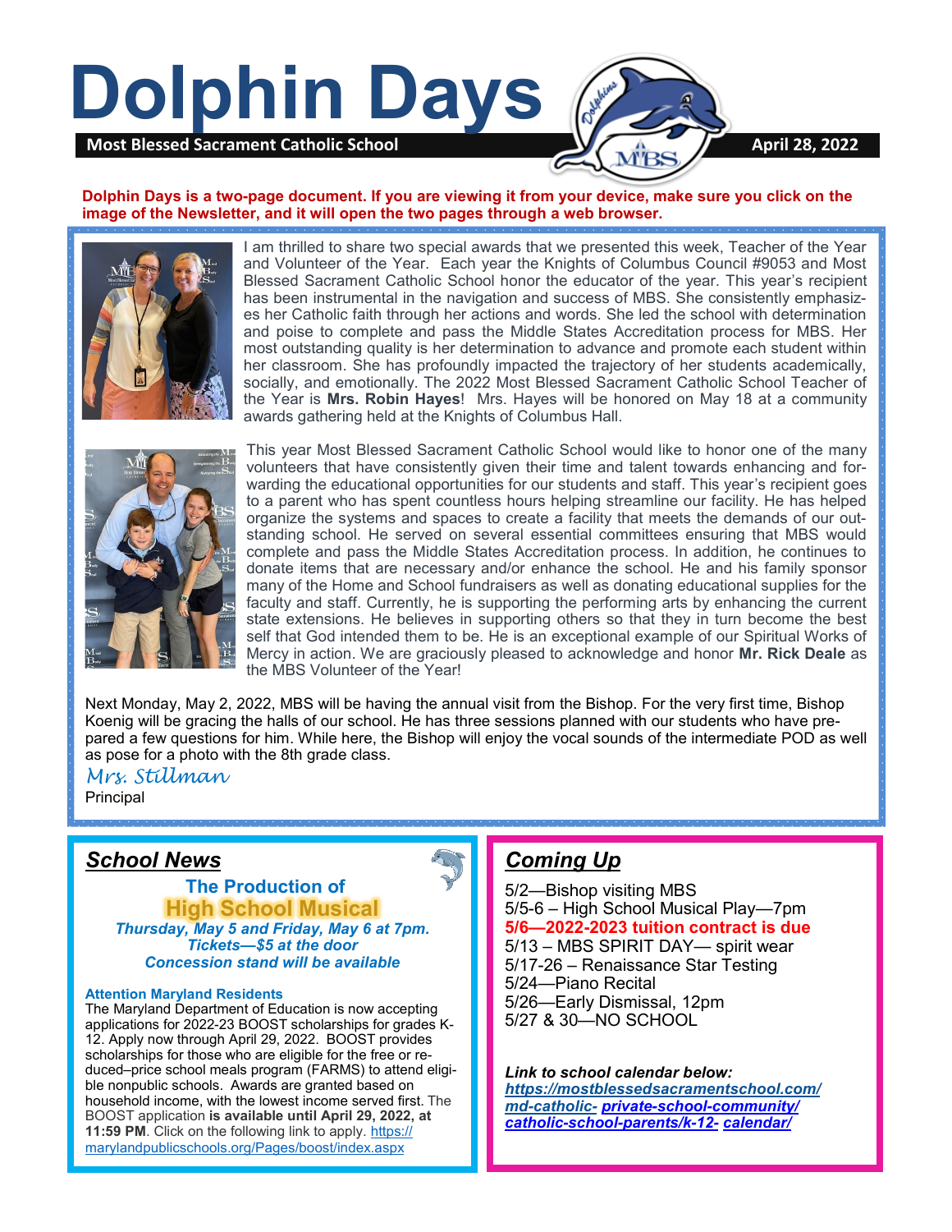# Dolphin Days

**Most Blessed Sacrament Catholic School** — **April 28, 2022**

**Dolphin Days is a two-page document. If you are viewing it from your device, make sure you click on the image of the Newsletter, and it will open the two pages through a web browser.**

I am thrilled to share two special awards that we presented this week, Teacher of the Year and Volunteer of the Year. Each year the Knights of Columbus Council #9053 and Most Blessed Sacrament Catholic School honor the educator of the year. This year's recipient has been instrumental in the navigation and success of MBS. She consistently emphasizes her Catholic faith through her actions and words. She led the school with determination and poise to complete and pass the Middle States Accreditation process for MBS. Her most outstanding quality is her determination to advance and promote each student within her classroom. She has profoundly impacted the trajectory of her students academically, socially, and emotionally. The 2022 Most Blessed Sacrament Catholic School Teacher of the Year is **Mrs. Robin Hayes**! Mrs. Hayes will be honored on May 18 at a community awards gathering held at the Knights of Columbus Hall.

This year Most Blessed Sacrament Catholic School would like to honor one of the many volunteers that have consistently given their time and talent towards enhancing and forwarding the educational opportunities for our students and staff. This year's recipient goes to a parent who has spent countless hours helping streamline our facility. He has helped organize the systems and spaces to create a facility that meets the demands of our outstanding school. He served on several essential committees ensuring that MBS would complete and pass the Middle States Accreditation process. In addition, he continues to donate items that are necessary and/or enhance the school. He and his family sponsor many of the Home and School fundraisers as well as donating educational supplies for the faculty and staff. Currently, he is supporting the performing arts by enhancing the current state extensions. He believes in supporting others so that they in turn become the best self that God intended them to be. He is an exceptional example of our Spiritual Works of Mercy in action. We are graciously pleased to acknowledge and honor **Mr. Rick Deale** as the MBS Volunteer of the Year!

Next Monday, May 2, 2022, MBS will be having the annual visit from the Bishop. For the very first time, Bishop Koenig will be gracing the halls of our school. He has three sessions planned with our students who have prepared a few questions for him. While here, the Bishop will enjoy the vocal sounds of the intermediate POD as well as pose for a photo with the 8th grade class.

*Mrs. Stillman*
Principal

## *School News*

**The Production of**
**High School Musical**
***Thursday, May 5 and Friday, May 6 at 7pm.***
***Tickets—$5 at the door***
***Concession stand will be available***

**Attention Maryland Residents**
The Maryland Department of Education is now accepting applications for 2022-23 BOOST scholarships for grades K-12. Apply now through April 29, 2022. BOOST provides scholarships for those who are eligible for the free or reduced–price school meals program (FARMS) to attend eligible nonpublic schools. Awards are granted based on household income, with the lowest income served first. The BOOST application **is available until April 29, 2022, at 11:59 PM**. Click on the following link to apply. https://marylandpublicschools.org/Pages/boost/index.aspx

## *Coming Up*

5/2—Bishop visiting MBS
5/5-6 – High School Musical Play—7pm
**5/6—2022-2023 tuition contract is due**
5/13 – MBS SPIRIT DAY— spirit wear
5/17-26 – Renaissance Star Testing
5/24—Piano Recital
5/26—Early Dismissal, 12pm
5/27 & 30—NO SCHOOL

***Link to school calendar below:***
***https://mostblessedsacramentschool.com/md-catholic-private-school-community/catholic-school-parents/k-12-calendar/***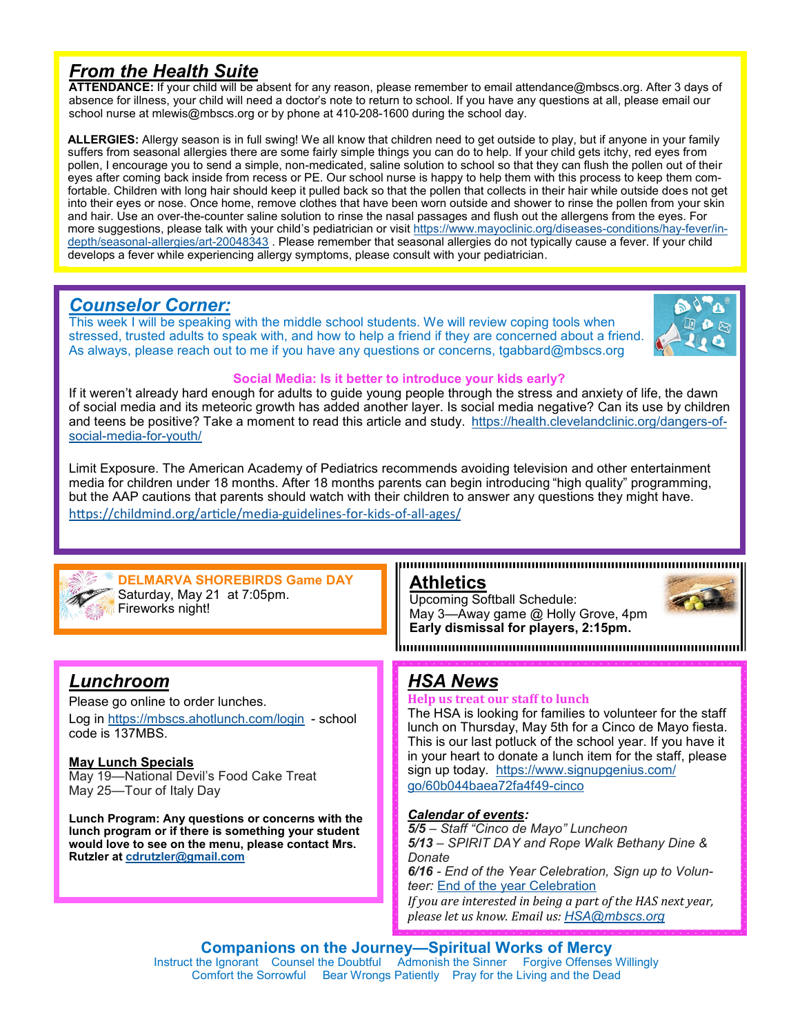## *From the Health Suite*

**ATTENDANCE:** If your child will be absent for any reason, please remember to email attendance@mbscs.org. After 3 days of absence for illness, your child will need a doctor's note to return to school. If you have any questions at all, please email our school nurse at mlewis@mbscs.org or by phone at 410-208-1600 during the school day.

**ALLERGIES:** Allergy season is in full swing! We all know that children need to get outside to play, but if anyone in your family suffers from seasonal allergies there are some fairly simple things you can do to help. If your child gets itchy, red eyes from pollen, I encourage you to send a simple, non-medicated, saline solution to school so that they can flush the pollen out of their eyes after coming back inside from recess or PE. Our school nurse is happy to help them with this process to keep them comfortable. Children with long hair should keep it pulled back so that the pollen that collects in their hair while outside does not get into their eyes or nose. Once home, remove clothes that have been worn outside and shower to rinse the pollen from your skin and hair. Use an over-the-counter saline solution to rinse the nasal passages and flush out the allergens from the eyes. For more suggestions, please talk with your child's pediatrician or visit https://www.mayoclinic.org/diseases-conditions/hay-fever/in-depth/seasonal-allergies/art-20048343 . Please remember that seasonal allergies do not typically cause a fever. If your child develops a fever while experiencing allergy symptoms, please consult with your pediatrician.

## *Counselor Corner:*

This week I will be speaking with the middle school students. We will review coping tools when stressed, trusted adults to speak with, and how to help a friend if they are concerned about a friend. As always, please reach out to me if you have any questions or concerns, tgabbard@mbscs.org

**Social Media: Is it better to introduce your kids early?**

If it weren't already hard enough for adults to guide young people through the stress and anxiety of life, the dawn of social media and its meteoric growth has added another layer. Is social media negative? Can its use by children and teens be positive? Take a moment to read this article and study. https://health.clevelandclinic.org/dangers-of-social-media-for-youth/

Limit Exposure. The American Academy of Pediatrics recommends avoiding television and other entertainment media for children under 18 months. After 18 months parents can begin introducing "high quality" programming, but the AAP cautions that parents should watch with their children to answer any questions they might have.
https://childmind.org/article/media-guidelines-for-kids-of-all-ages/

**DELMARVA SHOREBIRDS Game DAY**
Saturday, May 21 at 7:05pm.
Fireworks night!

## Athletics

Upcoming Softball Schedule:
May 3—Away game @ Holly Grove, 4pm
**Early dismissal for players, 2:15pm.**

## *Lunchroom*

Please go online to order lunches.

Log in https://mbscs.ahotlunch.com/login - school code is 137MBS.

**May Lunch Specials**
May 19—National Devil's Food Cake Treat
May 25—Tour of Italy Day

**Lunch Program: Any questions or concerns with the lunch program or if there is something your student would love to see on the menu, please contact Mrs. Rutzler at cdrutzler@gmail.com**

## *HSA News*

**Help us treat our staff to lunch**

The HSA is looking for families to volunteer for the staff lunch on Thursday, May 5th for a Cinco de Mayo fiesta. This is our last potluck of the school year. If you have it in your heart to donate a lunch item for the staff, please sign up today. https://www.signupgenius.com/go/60b044baea72fa4f49-cinco

***Calendar of events:***

***5/5** – Staff "Cinco de Mayo" Luncheon*
***5/13** – SPIRIT DAY and Rope Walk Bethany Dine & Donate*
***6/16** - End of the Year Celebration, Sign up to Volunteer:* End of the year Celebration

*If you are interested in being a part of the HAS next year, please let us know. Email us:* HSA@mbscs.org

**Companions on the Journey—Spiritual Works of Mercy**

Instruct the Ignorant  Counsel the Doubtful  Admonish the Sinner  Forgive Offenses Willingly
Comfort the Sorrowful  Bear Wrongs Patiently  Pray for the Living and the Dead